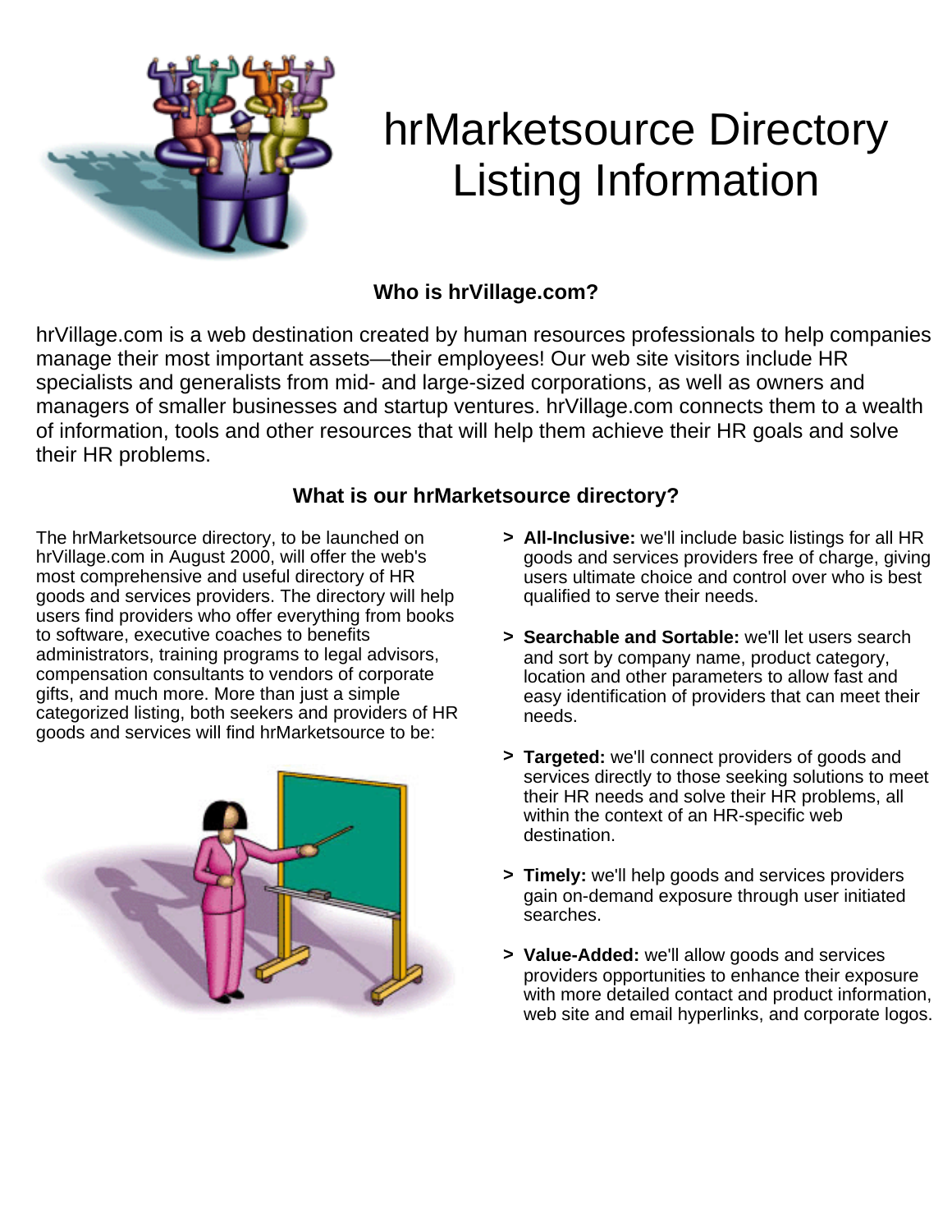# hrMarketsource Directory Listing Information

### Who is hrVillage.com?

hrVillage.com is a web destination created by human resources professionals to help companies manage their most important assets—their employees! Our web site visitors include HR specialists and generalists from mid- and large-sized corporations, as well as owners and managers of smaller businesses and startup ventures. hrVillage.com connects them to a wealth of information, tools and other resources that will help them achieve their HR goals and solve their HR problems.

### What is our hrMarketsource directory?

The hrMarketsource directory, to be launched on hrVillage.com in August 2000, will offer the web's most comprehensive and useful directory of HR goods and services providers. The directory will help users find providers who offer everything from books to software, executive coaches to benefits administrators, training programs to legal advisors, compensation consultants to vendors of corporate gifts, and much more. More than just a simple categorized listing, both seekers and providers of HR goods and services will find hrMarketsource to be:

> **All-Inclusive:** we'll include basic listings for all HR goods and services providers free of charge, giving users ultimate choice and control over who is best qualified to serve their needs.

> **Searchable and Sortable:** we'll let users search and sort by company name, product category, location and other parameters to allow fast and easy identification of providers that can meet their needs.

> **Targeted:** we'll connect providers of goods and services directly to those seeking solutions to meet their HR needs and solve their HR problems, all within the context of an HR-specific web destination.

> **Timely:** we'll help goods and services providers gain on-demand exposure through user initiated searches.

> **Value-Added:** we'll allow goods and services providers opportunities to enhance their exposure with more detailed contact and product information, web site and email hyperlinks, and corporate logos.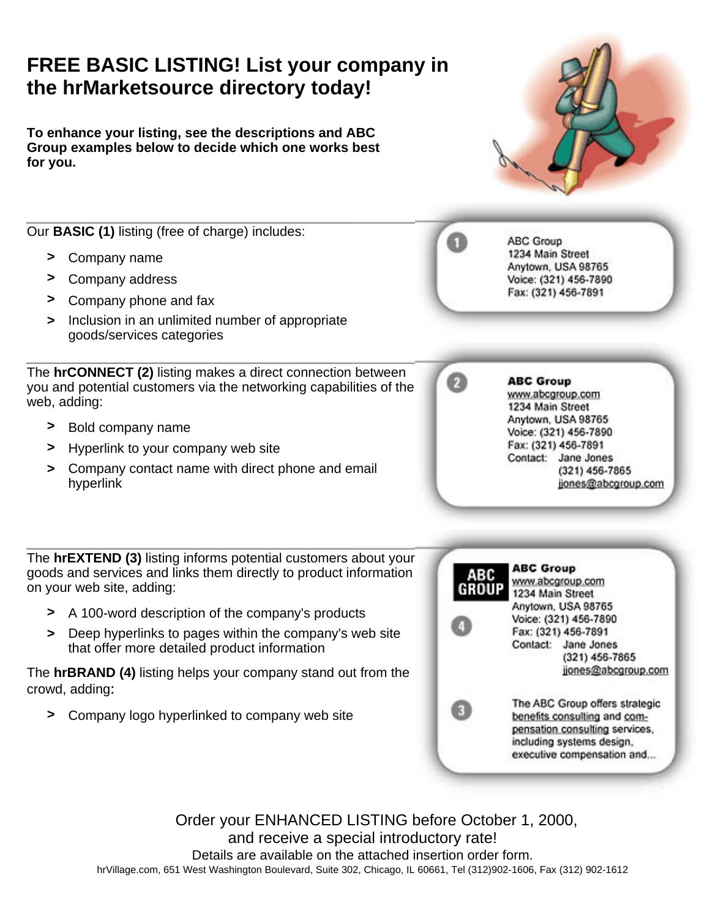# FREE BASIC LISTING! List your company in the hrMarketsource directory today!

**To enhance your listing, see the descriptions and ABC Group examples below to decide which one works best for you.**

Our **BASIC (1)** listing (free of charge) includes:

- Company name
- Company address
- Company phone and fax
- Inclusion in an unlimited number of appropriate goods/services categories

1
ABC Group
1234 Main Street
Anytown, USA 98765
Voice: (321) 456-7890
Fax: (321) 456-7891

The **hrCONNECT (2)** listing makes a direct connection between you and potential customers via the networking capabilities of the web, adding:

- Bold company name
- Hyperlink to your company web site
- Company contact name with direct phone and email hyperlink

2
**ABC Group**
www.abcgroup.com
1234 Main Street
Anytown, USA 98765
Voice: (321) 456-7890
Fax: (321) 456-7891
Contact: Jane Jones
(321) 456-7865
jjones@abcgroup.com

The **hrEXTEND (3)** listing informs potential customers about your goods and services and links them directly to product information on your web site, adding:

- A 100-word description of the company's products
- Deep hyperlinks to pages within the company's web site that offer more detailed product information

The **hrBRAND (4)** listing helps your company stand out from the crowd, adding:

- Company logo hyperlinked to company web site

ABC GROUP
4
**ABC Group**
www.abcgroup.com
1234 Main Street
Anytown, USA 98765
Voice: (321) 456-7890
Fax: (321) 456-7891
Contact: Jane Jones
(321) 456-7865
jjones@abcgroup.com

3
The ABC Group offers strategic benefits consulting and compensation consulting services, including systems design, executive compensation and...

Order your ENHANCED LISTING before October 1, 2000,
and receive a special introductory rate!
Details are available on the attached insertion order form.

hrVillage.com, 651 West Washington Boulevard, Suite 302, Chicago, IL 60661, Tel (312)902-1606, Fax (312) 902-1612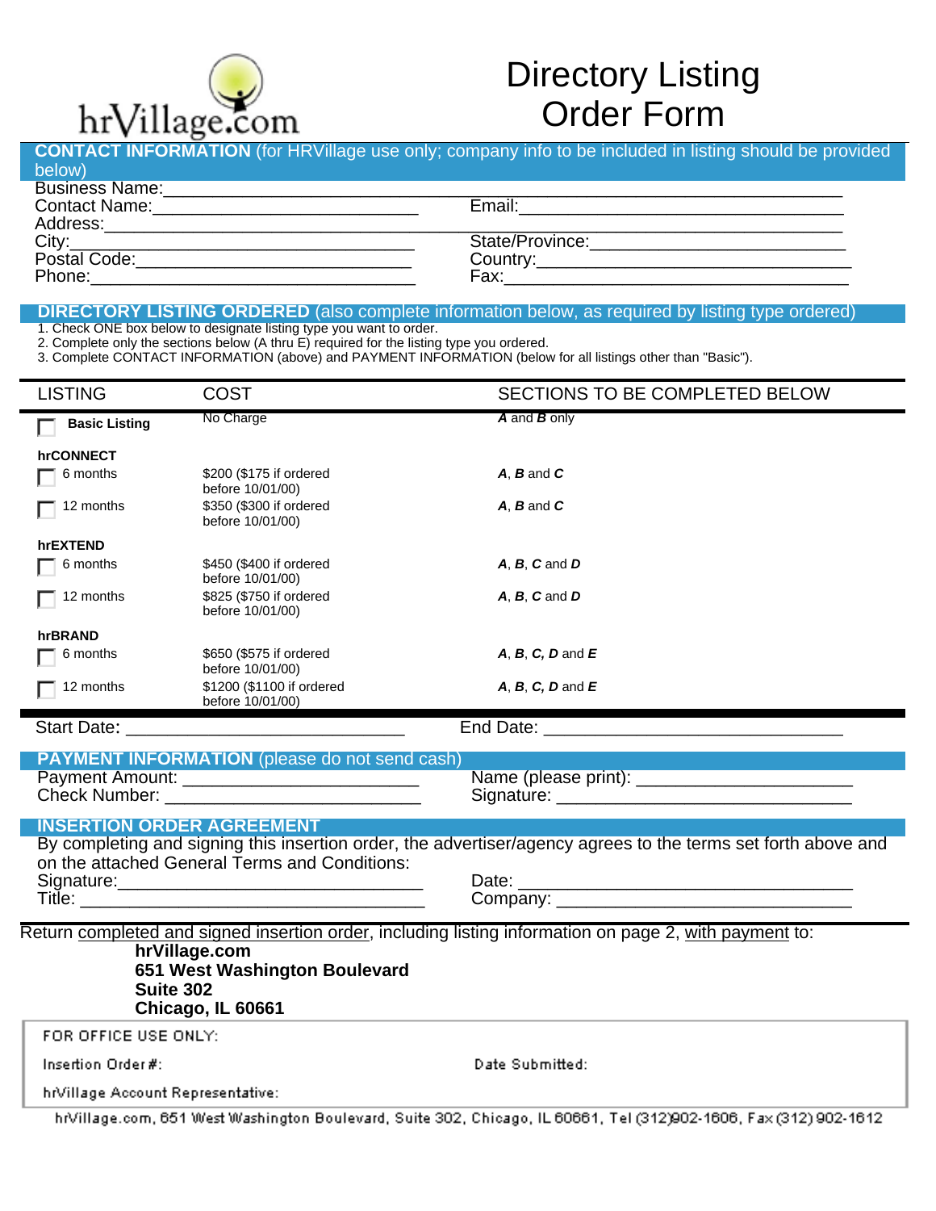hrVillage.com

# Directory Listing Order Form

## CONTACT INFORMATION (for HRVillage use only; company info to be included in listing should be provided below)

Business Name:\_\_\_\_\_\_\_\_\_\_\_\_\_\_\_\_\_\_\_\_\_\_\_\_\_\_\_\_\_\_\_\_\_\_\_\_\_\_\_\_\_\_\_\_\_\_\_\_\_\_\_\_\_\_\_\_\_\_\_\_

Contact Name:\_\_\_\_\_\_\_\_\_\_\_\_\_\_\_\_\_\_\_\_\_\_\_\_\_\_ Email:\_\_\_\_\_\_\_\_\_\_\_\_\_\_\_\_\_\_\_\_\_\_\_\_\_\_\_\_\_\_\_\_\_\_

Address:\_\_\_\_\_\_\_\_\_\_\_\_\_\_\_\_\_\_\_\_\_\_\_\_\_\_\_\_\_\_\_\_\_\_\_\_\_\_\_\_\_\_\_\_\_\_\_\_\_\_\_\_\_\_\_\_\_\_\_\_\_\_\_\_\_\_

City:\_\_\_\_\_\_\_\_\_\_\_\_\_\_\_\_\_\_\_\_\_\_\_\_\_\_\_\_\_\_\_\_\_\_\_ State/Province:\_\_\_\_\_\_\_\_\_\_\_\_\_\_\_\_\_\_\_\_\_\_\_\_\_\_\_

Postal Code:\_\_\_\_\_\_\_\_\_\_\_\_\_\_\_\_\_\_\_\_\_\_\_\_\_\_\_\_ Country:\_\_\_\_\_\_\_\_\_\_\_\_\_\_\_\_\_\_\_\_\_\_\_\_\_\_\_\_\_\_\_\_\_

Phone:\_\_\_\_\_\_\_\_\_\_\_\_\_\_\_\_\_\_\_\_\_\_\_\_\_\_\_\_\_\_\_\_\_ Fax:\_\_\_\_\_\_\_\_\_\_\_\_\_\_\_\_\_\_\_\_\_\_\_\_\_\_\_\_\_\_\_\_\_\_\_\_

## DIRECTORY LISTING ORDERED (also complete information below, as required by listing type ordered)

1. Check ONE box below to designate listing type you want to order.
2. Complete only the sections below (A thru E) required for the listing type you ordered.
3. Complete CONTACT INFORMATION (above) and PAYMENT INFORMATION (below for all listings other than "Basic").

| LISTING | COST | SECTIONS TO BE COMPLETED BELOW |
|---|---|---|
| ☐ **Basic Listing** | No Charge | ***A*** and ***B*** only |
| **hrCONNECT** | | |
| ☐ 6 months | $200 ($175 if ordered before 10/01/00) | ***A***, ***B*** and ***C*** |
| ☐ 12 months | $350 ($300 if ordered before 10/01/00) | ***A***, ***B*** and ***C*** |
| **hrEXTEND** | | |
| ☐ 6 months | $450 ($400 if ordered before 10/01/00) | ***A***, ***B***, ***C*** and ***D*** |
| ☐ 12 months | $825 ($750 if ordered before 10/01/00) | ***A***, ***B***, ***C*** and ***D*** |
| **hrBRAND** | | |
| ☐ 6 months | $650 ($575 if ordered before 10/01/00) | ***A***, ***B***, ***C, D*** and ***E*** |
| ☐ 12 months | $1200 ($1100 if ordered before 10/01/00) | ***A***, ***B***, ***C, D*** and ***E*** |

Start Date: \_\_\_\_\_\_\_\_\_\_\_\_\_\_\_\_\_\_\_\_\_\_\_\_\_\_\_\_\_ End Date: \_\_\_\_\_\_\_\_\_\_\_\_\_\_\_\_\_\_\_\_\_\_\_\_\_\_\_\_\_\_\_

## PAYMENT INFORMATION (please do not send cash)

Payment Amount: \_\_\_\_\_\_\_\_\_\_\_\_\_\_\_\_\_\_\_\_\_\_\_\_\_ Name (please print): \_\_\_\_\_\_\_\_\_\_\_\_\_\_\_\_\_\_\_\_\_\_

Check Number: \_\_\_\_\_\_\_\_\_\_\_\_\_\_\_\_\_\_\_\_\_\_\_\_\_\_\_ Signature: \_\_\_\_\_\_\_\_\_\_\_\_\_\_\_\_\_\_\_\_\_\_\_\_\_\_\_\_\_\_

## INSERTION ORDER AGREEMENT

By completing and signing this insertion order, the advertiser/agency agrees to the terms set forth above and on the attached General Terms and Conditions:

Signature:\_\_\_\_\_\_\_\_\_\_\_\_\_\_\_\_\_\_\_\_\_\_\_\_\_\_\_\_\_\_\_\_\_\_ Date: \_\_\_\_\_\_\_\_\_\_\_\_\_\_\_\_\_\_\_\_\_\_\_\_\_\_\_\_\_\_\_\_\_\_

Title: \_\_\_\_\_\_\_\_\_\_\_\_\_\_\_\_\_\_\_\_\_\_\_\_\_\_\_\_\_\_\_\_\_\_\_\_\_ Company: \_\_\_\_\_\_\_\_\_\_\_\_\_\_\_\_\_\_\_\_\_\_\_\_\_\_\_\_\_\_\_

Return completed and signed insertion order, including listing information on page 2, with payment to:

**hrVillage.com**
**651 West Washington Boulevard**
**Suite 302**
**Chicago, IL 60661**

FOR OFFICE USE ONLY:

Insertion Order #: Date Submitted:

hrVillage Account Representative:

hrVillage.com, 651 West Washington Boulevard, Suite 302, Chicago, IL 60661, Tel (312)902-1606, Fax (312) 902-1612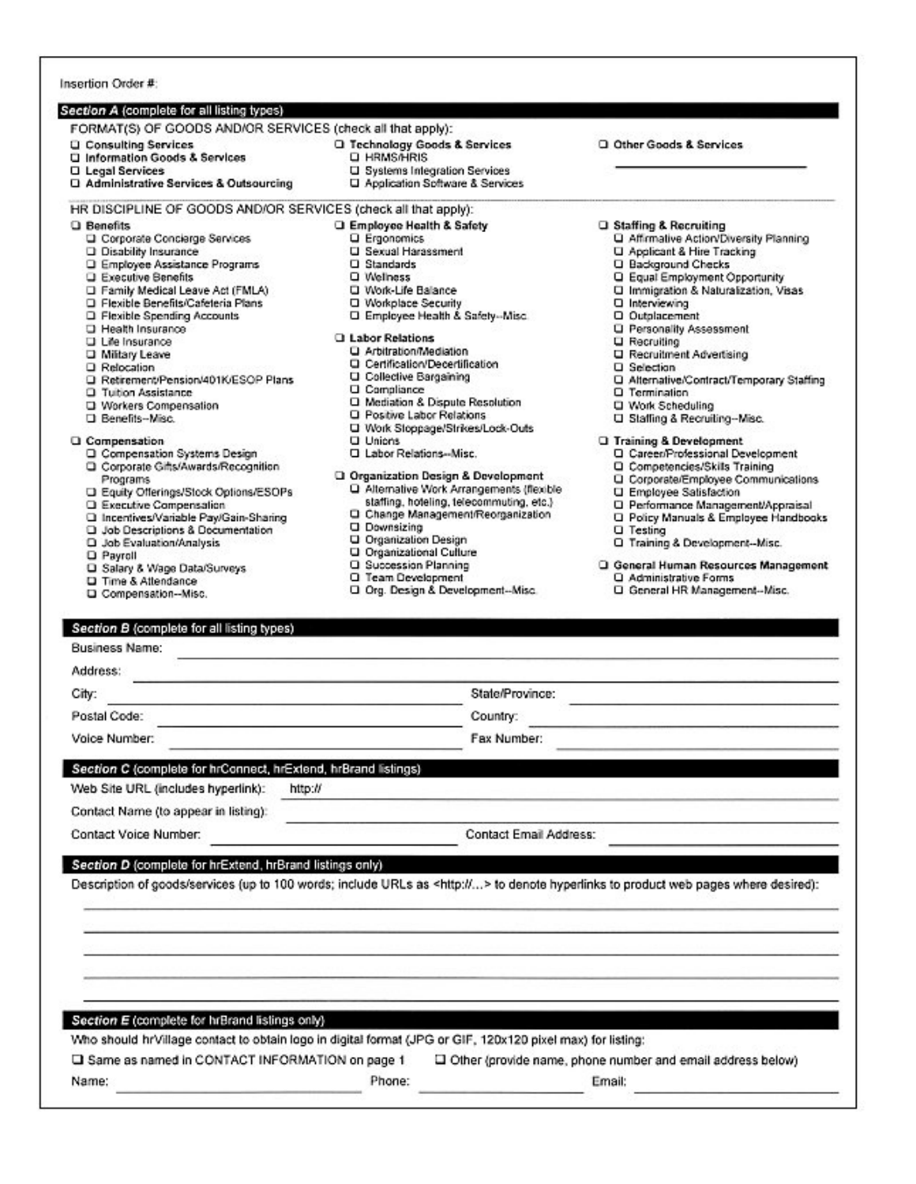Insertion Order #:

**Section A** (complete for all listing types)

FORMAT(S) OF GOODS AND/OR SERVICES (check all that apply):

- ☐ **Consulting Services**
- ☐ **Information Goods & Services**
- ☐ **Legal Services**
- ☐ **Administrative Services & Outsourcing**
- ☐ **Technology Goods & Services**
  - ☐ HRMS/HRIS
  - ☐ Systems Integration Services
  - ☐ Application Software & Services
- ☐ **Other Goods & Services** ____________________

HR DISCIPLINE OF GOODS AND/OR SERVICES (check all that apply):

- ☐ **Benefits**
  - ☐ Corporate Concierge Services
  - ☐ Disability Insurance
  - ☐ Employee Assistance Programs
  - ☐ Executive Benefits
  - ☐ Family Medical Leave Act (FMLA)
  - ☐ Flexible Benefits/Cafeteria Plans
  - ☐ Flexible Spending Accounts
  - ☐ Health Insurance
  - ☐ Life Insurance
  - ☐ Military Leave
  - ☐ Relocation
  - ☐ Retirement/Pension/401K/ESOP Plans
  - ☐ Tuition Assistance
  - ☐ Workers Compensation
  - ☐ Benefits--Misc.
- ☐ **Compensation**
  - ☐ Compensation Systems Design
  - ☐ Corporate Gifts/Awards/Recognition Programs
  - ☐ Equity Offerings/Stock Options/ESOPs
  - ☐ Executive Compensation
  - ☐ Incentives/Variable Pay/Gain-Sharing
  - ☐ Job Descriptions & Documentation
  - ☐ Job Evaluation/Analysis
  - ☐ Payroll
  - ☐ Salary & Wage Data/Surveys
  - ☐ Time & Attendance
  - ☐ Compensation--Misc.
- ☐ **Employee Health & Safety**
  - ☐ Ergonomics
  - ☐ Sexual Harassment
  - ☐ Standards
  - ☐ Wellness
  - ☐ Work-Life Balance
  - ☐ Workplace Security
  - ☐ Employee Health & Safety--Misc.
- ☐ **Labor Relations**
  - ☐ Arbitration/Mediation
  - ☐ Certification/Decertification
  - ☐ Collective Bargaining
  - ☐ Compliance
  - ☐ Mediation & Dispute Resolution
  - ☐ Positive Labor Relations
  - ☐ Work Stoppage/Strikes/Lock-Outs
  - ☐ Unions
  - ☐ Labor Relations--Misc.
- ☐ **Organization Design & Development**
  - ☐ Alternative Work Arrangements (flexible staffing, hoteling, telecommuting, etc.)
  - ☐ Change Management/Reorganization
  - ☐ Downsizing
  - ☐ Organization Design
  - ☐ Organizational Culture
  - ☐ Succession Planning
  - ☐ Team Development
  - ☐ Org. Design & Development--Misc.
- ☐ **Staffing & Recruiting**
  - ☐ Affirmative Action/Diversity Planning
  - ☐ Applicant & Hire Tracking
  - ☐ Background Checks
  - ☐ Equal Employment Opportunity
  - ☐ Immigration & Naturalization, Visas
  - ☐ Interviewing
  - ☐ Outplacement
  - ☐ Personality Assessment
  - ☐ Recruiting
  - ☐ Recruitment Advertising
  - ☐ Selection
  - ☐ Alternative/Contract/Temporary Staffing
  - ☐ Termination
  - ☐ Work Scheduling
  - ☐ Staffing & Recruiting--Misc.
- ☐ **Training & Development**
  - ☐ Career/Professional Development
  - ☐ Competencies/Skills Training
  - ☐ Corporate/Employee Communications
  - ☐ Employee Satisfaction
  - ☐ Performance Management/Appraisal
  - ☐ Policy Manuals & Employee Handbooks
  - ☐ Testing
  - ☐ Training & Development--Misc.
- ☐ **General Human Resources Management**
  - ☐ Administrative Forms
  - ☐ General HR Management--Misc.

**Section B** (complete for all listing types)

Business Name: ____________________

Address: ____________________

City: ____________________ State/Province: ____________________

Postal Code: ____________________ Country: ____________________

Voice Number: ____________________ Fax Number: ____________________

**Section C** (complete for hrConnect, hrExtend, hrBrand listings)

Web Site URL (includes hyperlink): http:// ____________________

Contact Name (to appear in listing): ____________________

Contact Voice Number: ____________________ Contact Email Address: ____________________

**Section D** (complete for hrExtend, hrBrand listings only)

Description of goods/services (up to 100 words; include URLs as <http://...> to denote hyperlinks to product web pages where desired):

____________________

____________________

____________________

____________________

**Section E** (complete for hrBrand listings only)

Who should hrVillage contact to obtain logo in digital format (JPG or GIF, 120x120 pixel max) for listing:

☐ Same as named in CONTACT INFORMATION on page 1 ☐ Other (provide name, phone number and email address below)

Name: ____________________ Phone: ____________________ Email: ____________________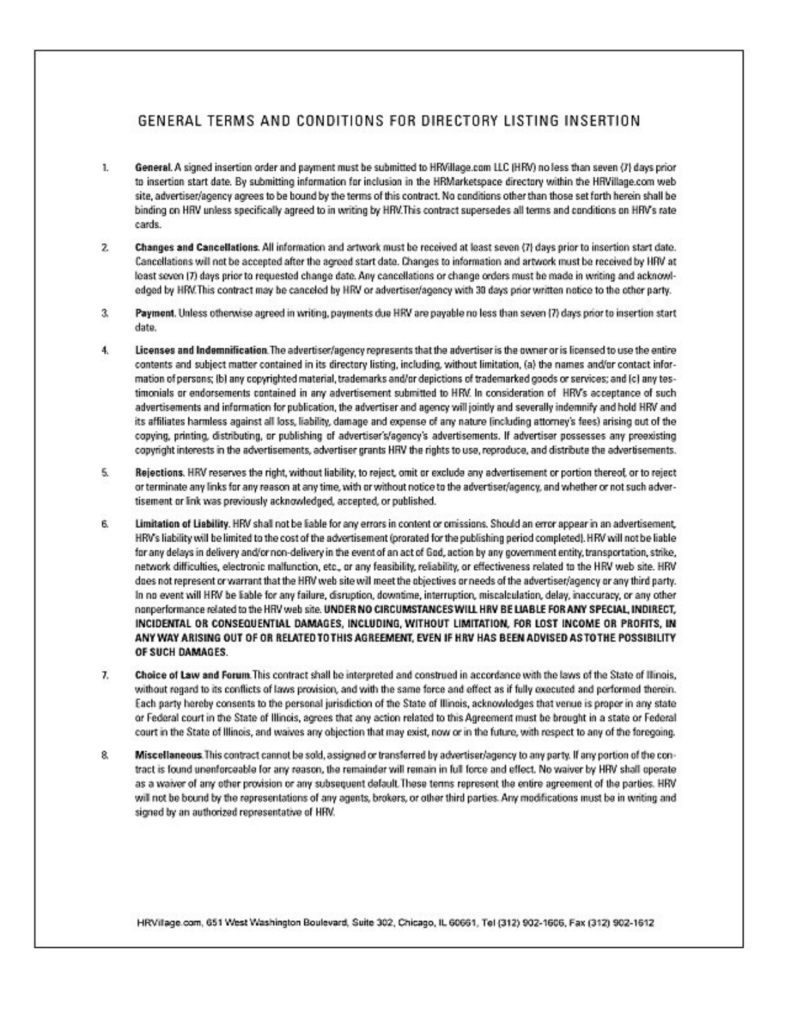# GENERAL TERMS AND CONDITIONS FOR DIRECTORY LISTING INSERTION

1. **General.** A signed insertion order and payment must be submitted to HRVillage.com LLC (HRV) no less than seven (7) days prior to insertion start date. By submitting information for inclusion in the HRMarketspace directory within the HRVillage.com web site, advertiser/agency agrees to be bound by the terms of this contract. No conditions other than those set forth herein shall be binding on HRV unless specifically agreed to in writing by HRV. This contract supersedes all terms and conditions on HRV's rate cards.

2. **Changes and Cancellations.** All information and artwork must be received at least seven (7) days prior to insertion start date. Cancellations will not be accepted after the agreed start date. Changes to information and artwork must be received by HRV at least seven (7) days prior to requested change date. Any cancellations or change orders must be made in writing and acknowledged by HRV. This contract may be canceled by HRV or advertiser/agency with 30 days prior written notice to the other party.

3. **Payment.** Unless otherwise agreed in writing, payments due HRV are payable no less than seven (7) days prior to insertion start date.

4. **Licenses and Indemnification.** The advertiser/agency represents that the advertiser is the owner or is licensed to use the entire contents and subject matter contained in its directory listing, including, without limitation, (a) the names and/or contact information of persons; (b) any copyrighted material, trademarks and/or depictions of trademarked goods or services; and (c) any testimonials or endorsements contained in any advertisement submitted to HRV. In consideration of HRV's acceptance of such advertisements and information for publication, the advertiser and agency will jointly and severally indemnify and hold HRV and its affiliates harmless against all loss, liability, damage and expense of any nature (including attorney's fees) arising out of the copying, printing, distributing, or publishing of advertiser's/agency's advertisements. If advertiser possesses any preexisting copyright interests in the advertisements, advertiser grants HRV the rights to use, reproduce, and distribute the advertisements.

5. **Rejections.** HRV reserves the right, without liability, to reject, omit or exclude any advertisement or portion thereof, or to reject or terminate any links for any reason at any time, with or without notice to the advertiser/agency, and whether or not such advertisement or link was previously acknowledged, accepted, or published.

6. **Limitation of Liability.** HRV shall not be liable for any errors in content or omissions. Should an error appear in an advertisement, HRV's liability will be limited to the cost of the advertisement (prorated for the publishing period completed). HRV will not be liable for any delays in delivery and/or non-delivery in the event of an act of God, action by any government entity, transportation, strike, network difficulties, electronic malfunction, etc., or any feasibility, reliability, or effectiveness related to the HRV web site. HRV does not represent or warrant that the HRV web site will meet the objectives or needs of the advertiser/agency or any third party. In no event will HRV be liable for any failure, disruption, downtime, interruption, miscalculation, delay, inaccuracy, or any other nonperformance related to the HRV web site. **UNDER NO CIRCUMSTANCES WILL HRV BE LIABLE FOR ANY SPECIAL, INDIRECT, INCIDENTAL OR CONSEQUENTIAL DAMAGES, INCLUDING, WITHOUT LIMITATION, FOR LOST INCOME OR PROFITS, IN ANY WAY ARISING OUT OF OR RELATED TO THIS AGREEMENT, EVEN IF HRV HAS BEEN ADVISED AS TO THE POSSIBILITY OF SUCH DAMAGES.**

7. **Choice of Law and Forum.** This contract shall be interpreted and construed in accordance with the laws of the State of Illinois, without regard to its conflicts of laws provision, and with the same force and effect as if fully executed and performed therein. Each party hereby consents to the personal jurisdiction of the State of Illinois, acknowledges that venue is proper in any state or Federal court in the State of Illinois, agrees that any action related to this Agreement must be brought in a state or Federal court in the State of Illinois, and waives any objection that may exist, now or in the future, with respect to any of the foregoing.

8. **Miscellaneous.** This contract cannot be sold, assigned or transferred by advertiser/agency to any party. If any portion of the contract is found unenforceable for any reason, the remainder will remain in full force and effect. No waiver by HRV shall operate as a waiver of any other provision or any subsequent default. These terms represent the entire agreement of the parties. HRV will not be bound by the representations of any agents, brokers, or other third parties. Any modifications must be in writing and signed by an authorized representative of HRV.

HRVillage.com, 651 West Washington Boulevard, Suite 302, Chicago, IL 60661, Tel (312) 902-1606, Fax (312) 902-1612